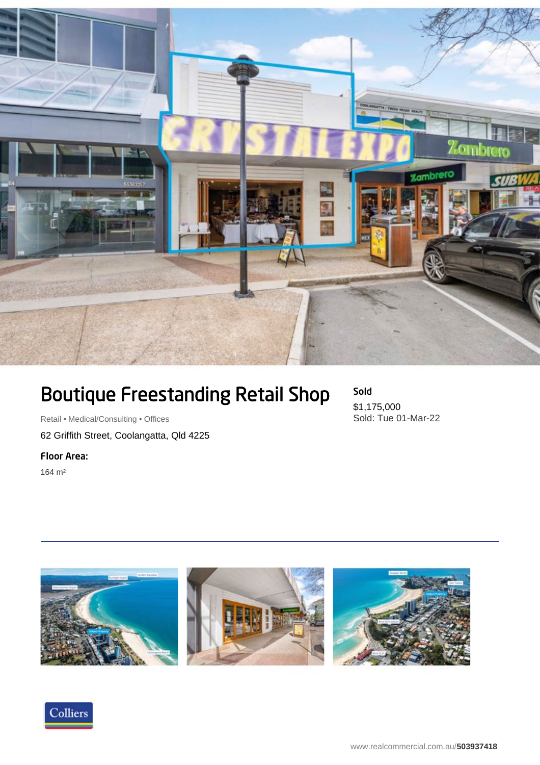# Boutique Freestanding Retail Shop

Retail • Medical/Consulting • Offices

62 Griffith Street, Coolangatta, Qld 4225

**Floor Area:**

164 m²

**Sold**

$1,175,000

Sold: Tue 01-Mar-22

www.realcommercial.com.au/**503937418**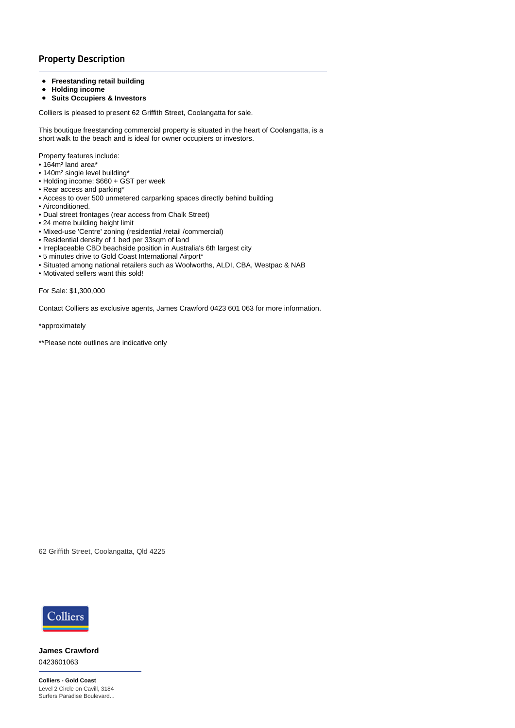## Property Description

- **Freestanding retail building**
- **Holding income**
- **Suits Occupiers & Investors**

Colliers is pleased to present 62 Griffith Street, Coolangatta for sale.

This boutique freestanding commercial property is situated in the heart of Coolangatta, is a short walk to the beach and is ideal for owner occupiers or investors.

Property features include:

- 164m² land area*
- 140m² single level building*
- Holding income: $660 + GST per week
- Rear access and parking*
- Access to over 500 unmetered carparking spaces directly behind building
- Airconditioned.
- Dual street frontages (rear access from Chalk Street)
- 24 metre building height limit
- Mixed-use 'Centre' zoning (residential /retail /commercial)
- Residential density of 1 bed per 33sqm of land
- Irreplaceable CBD beachside position in Australia's 6th largest city
- 5 minutes drive to Gold Coast International Airport*
- Situated among national retailers such as Woolworths, ALDI, CBA, Westpac & NAB
- Motivated sellers want this sold!

For Sale: $1,300,000

Contact Colliers as exclusive agents, James Crawford 0423 601 063 for more information.

*approximately

**Please note outlines are indicative only

62 Griffith Street, Coolangatta, Qld 4225

Colliers

**James Crawford**
0423601063

**Colliers - Gold Coast**
Level 2 Circle on Cavill, 3184
Surfers Paradise Boulevard...